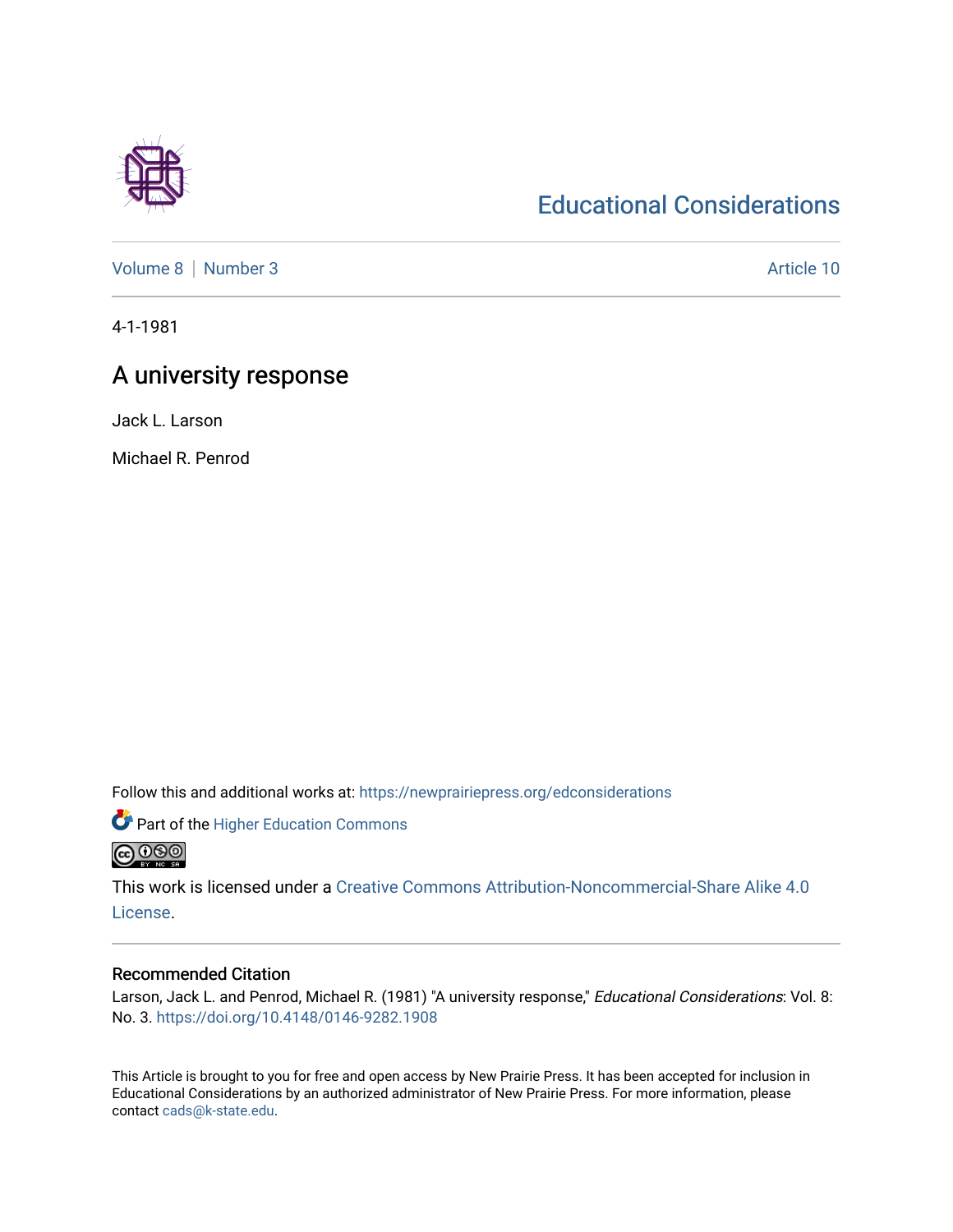# Educational Considerations

Volume 8 | Number 3 | Article 10

4-1-1981

## A university response

Jack L. Larson

Michael R. Penrod

Follow this and additional works at: https://newprairiepress.org/edconsiderations

Part of the Higher Education Commons

This work is licensed under a Creative Commons Attribution-Noncommercial-Share Alike 4.0 License.

### Recommended Citation

Larson, Jack L. and Penrod, Michael R. (1981) "A university response," *Educational Considerations*: Vol. 8: No. 3. https://doi.org/10.4148/0146-9282.1908

This Article is brought to you for free and open access by New Prairie Press. It has been accepted for inclusion in Educational Considerations by an authorized administrator of New Prairie Press. For more information, please contact cads@k-state.edu.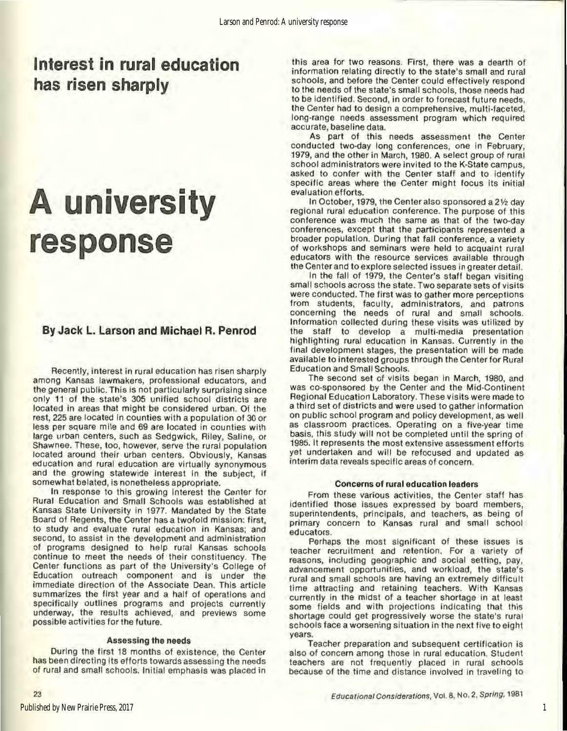# Interest in rural education has risen sharply

# A university response

## By Jack L. Larson and Michael R. Penrod

Recently, interest in rural education has risen sharply among Kansas lawmakers, professional educators, and the general public. This is not particularly surprising since only 11 of the state's 305 unified school districts are located in areas that might be considered urban. Of the rest, 225 are located in counties with a population of 30 or less per square mile and 69 are located in counties with large urban centers, such as Sedgwick, Riley, Saline, or Shawnee. These, too, however, serve the rural population located around their urban centers. Obviously, Kansas education and rural education are virtually synonymous and the growing statewide interest in the subject, if somewhat belated, is nonetheless appropriate.

In response to this growing interest the Center for Rural Education and Small Schools was established at Kansas State University in 1977. Mandated by the State Board of Regents, the Center has a twofold mission: first, to study and evaluate rural education in Kansas; and second, to assist in the development and administration of programs designed to help rural Kansas schools continue to meet the needs of their constituency. The Center functions as part of the University's College of Education outreach component and is under the immediate direction of the Associate Dean. This article summarizes the first year and a half of operations and specifically outlines programs and projects currently underway, the results achieved, and previews some possible activities for the future.

### Assessing the needs

During the first 18 months of existence, the Center has been directing its efforts towards assessing the needs of rural and small schools. Initial emphasis was placed in this area for two reasons. First, there was a dearth of information relating directly to the state's small and rural schools, and before the Center could effectively respond to the needs of the state's small schools, those needs had to be identified. Second, in order to forecast future needs, the Center had to design a comprehensive, multi-faceted, long-range needs assessment program which required accurate, baseline data.

As part of this needs assessment the Center conducted two-day long conferences, one in February, 1979, and the other in March, 1980. A select group of rural school administrators were invited to the K-State campus, asked to confer with the Center staff and to identify specific areas where the Center might focus its initial evaluation efforts.

In October, 1979, the Center also sponsored a 2½ day regional rural education conference. The purpose of this conference was much the same as that of the two-day conferences, except that the participants represented a broader population. During that fall conference, a variety of workshops and seminars were held to acquaint rural educators with the resource services available through the Center and to explore selected issues in greater detail.

In the fall of 1979, the Center's staff began visiting small schools across the state. Two separate sets of visits were conducted. The first was to gather more perceptions from students, faculty, administrators, and patrons concerning the needs of rural and small schools. Information collected during these visits was utilized by the staff to develop a multi-media presentation highlighting rural education in Kansas. Currently in the final development stages, the presentation will be made available to interested groups through the Center for Rural Education and Small Schools.

The second set of visits began in March, 1980, and was co-sponsored by the Center and the Mid-Continent Regional Education Laboratory. These visits were made to a third set of districts and were used to gather information on public school program and policy development, as well as classroom practices. Operating on a five-year time basis, this study will not be completed until the spring of 1985. It represents the most extensive assessment efforts yet undertaken and will be refocused and updated as interim data reveals specific areas of concern.

### Concerns of rural education leaders

From these various activities, the Center staff has identified those issues expressed by board members, superintendents, principals, and teachers, as being of primary concern to Kansas rural and small school educators.

Perhaps the most significant of these issues is teacher recruitment and retention. For a variety of reasons, including geographic and social setting, pay, advancement opportunities, and workload, the state's rural and small schools are having an extremely difficult time attracting and retaining teachers. With Kansas currently in the midst of a teacher shortage in at least some fields and with projections indicating that this shortage could get progressively worse the state's rural schools face a worsening situation in the next five to eight years.

Teacher preparation and subsequent certification is also of concern among those in rural education. Student teachers are not frequently placed in rural schools because of the time and distance involved in traveling to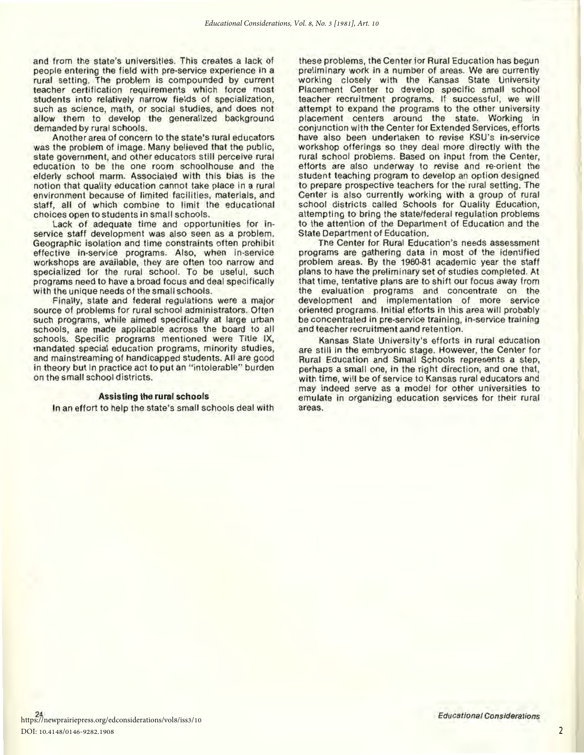and from the state's universities. This creates a lack of people entering the field with pre-service experience in a rural setting. The problem is compounded by current teacher certification requirements which force most students into relatively narrow fields of specialization, such as science, math, or social studies, and does not allow them to develop the generalized background demanded by rural schools.

Another area of concern to the state's rural educators was the problem of image. Many believed that the public, state government, and other educators still perceive rural education to be the one room schoolhouse and the elderly school marm. Associated with this bias is the notion that quality education cannot take place in a rural environment because of limited facilities, materials, and staff, all of which combine to limit the educational choices open to students in small schools.

Lack of adequate time and opportunities for in-service staff development was also seen as a problem. Geographic isolation and time constraints often prohibit effective in-service programs. Also, when in-service workshops are available, they are often too narrow and specialized for the rural school. To be useful, such programs need to have a broad focus and deal specifically with the unique needs of the small schools.

Finally, state and federal regulations were a major source of problems for rural school administrators. Often such programs, while aimed specifically at large urban schools, are made applicable across the board to all schools. Specific programs mentioned were Title IX, mandated special education programs, minority studies, and mainstreaming of handicapped students. All are good in theory but in practice act to put an "intolerable" burden on the small school districts.

#### Assisting the rural schools

In an effort to help the state's small schools deal with these problems, the Center for Rural Education has begun preliminary work in a number of areas. We are currently working closely with the Kansas State University Placement Center to develop specific small school teacher recruitment programs. If successful, we will attempt to expand the programs to the other university placement centers around the state. Working in conjunction with the Center for Extended Services, efforts have also been undertaken to revise KSU's in-service workshop offerings so they deal more directly with the rural school problems. Based on input from the Center, efforts are also underway to revise and re-orient the student teaching program to develop an option designed to prepare prospective teachers for the rural setting. The Center is also currently working with a group of rural school districts called Schools for Quality Education, attempting to bring the state/federal regulation problems to the attention of the Department of Education and the State Department of Education.

The Center for Rural Education's needs assessment programs are gathering data in most of the identified problem areas. By the 1980-81 academic year the staff plans to have the preliminary set of studies completed. At that time, tentative plans are to shift our focus away from the evaluation programs and concentrate on the development and implementation of more service oriented programs. Initial efforts in this area will probably be concentrated in pre-service training, in-service training and teacher recruitment aand retention.

Kansas State University's efforts in rural education are still in the embryonic stage. However, the Center for Rural Education and Small Schools represents a step, perhaps a small one, in the right direction, and one that, with time, will be of service to Kansas rural educators and may indeed serve as a model for other universities to emulate in organizing education services for their rural areas.